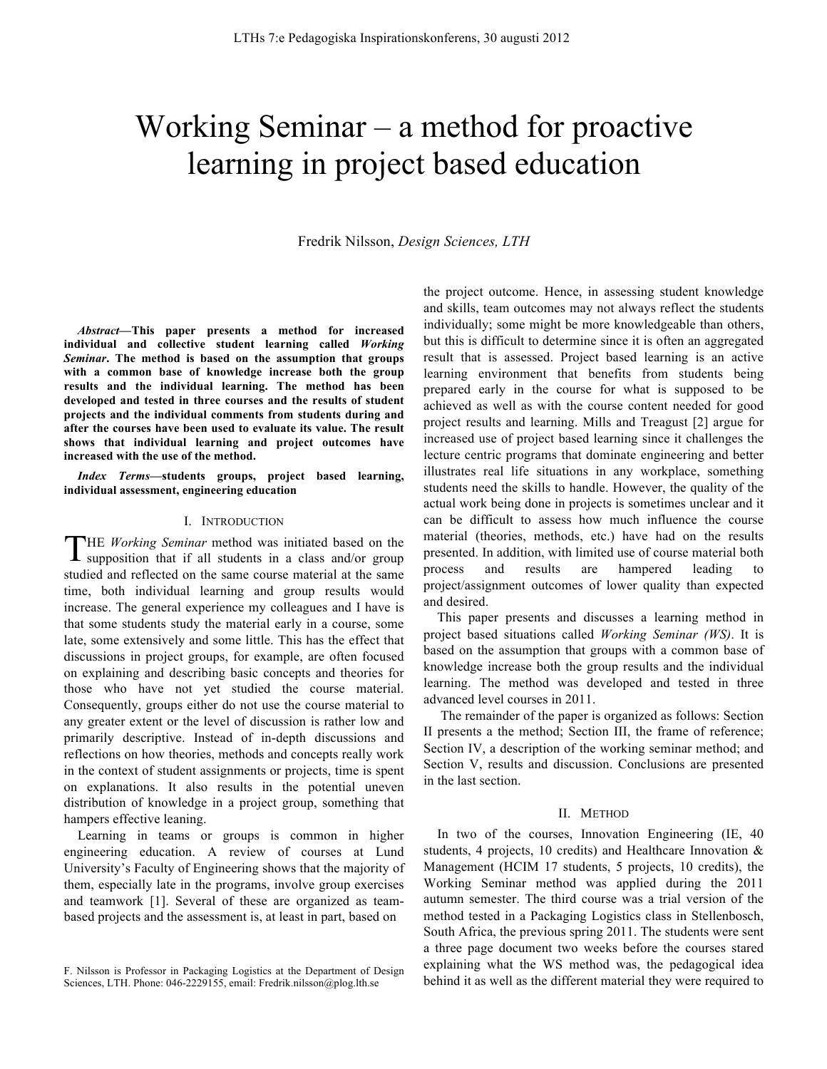# Working Seminar – a method for proactive learning in project based education

Fredrik Nilsson, *Design Sciences, LTH*

***Abstract*—This paper presents a method for increased individual and collective student learning called *Working Seminar*. The method is based on the assumption that groups with a common base of knowledge increase both the group results and the individual learning. The method has been developed and tested in three courses and the results of student projects and the individual comments from students during and after the courses have been used to evaluate its value. The result shows that individual learning and project outcomes have increased with the use of the method.**

***Index Terms*—students groups, project based learning, individual assessment, engineering education**

## I. Introduction

The *Working Seminar* method was initiated based on the supposition that if all students in a class and/or group studied and reflected on the same course material at the same time, both individual learning and group results would increase. The general experience my colleagues and I have is that some students study the material early in a course, some late, some extensively and some little. This has the effect that discussions in project groups, for example, are often focused on explaining and describing basic concepts and theories for those who have not yet studied the course material. Consequently, groups either do not use the course material to any greater extent or the level of discussion is rather low and primarily descriptive. Instead of in-depth discussions and reflections on how theories, methods and concepts really work in the context of student assignments or projects, time is spent on explanations. It also results in the potential uneven distribution of knowledge in a project group, something that hampers effective leaning.

Learning in teams or groups is common in higher engineering education. A review of courses at Lund University's Faculty of Engineering shows that the majority of them, especially late in the programs, involve group exercises and teamwork [1]. Several of these are organized as team-based projects and the assessment is, at least in part, based on the project outcome. Hence, in assessing student knowledge and skills, team outcomes may not always reflect the students individually; some might be more knowledgeable than others, but this is difficult to determine since it is often an aggregated result that is assessed. Project based learning is an active learning environment that benefits from students being prepared early in the course for what is supposed to be achieved as well as with the course content needed for good project results and learning. Mills and Treagust [2] argue for increased use of project based learning since it challenges the lecture centric programs that dominate engineering and better illustrates real life situations in any workplace, something students need the skills to handle. However, the quality of the actual work being done in projects is sometimes unclear and it can be difficult to assess how much influence the course material (theories, methods, etc.) have had on the results presented. In addition, with limited use of course material both process and results are hampered leading to project/assignment outcomes of lower quality than expected and desired.

This paper presents and discusses a learning method in project based situations called *Working Seminar (WS)*. It is based on the assumption that groups with a common base of knowledge increase both the group results and the individual learning. The method was developed and tested in three advanced level courses in 2011.

The remainder of the paper is organized as follows: Section II presents a the method; Section III, the frame of reference; Section IV, a description of the working seminar method; and Section V, results and discussion. Conclusions are presented in the last section.

## II. Method

In two of the courses, Innovation Engineering (IE, 40 students, 4 projects, 10 credits) and Healthcare Innovation & Management (HCIM 17 students, 5 projects, 10 credits), the Working Seminar method was applied during the 2011 autumn semester. The third course was a trial version of the method tested in a Packaging Logistics class in Stellenbosch, South Africa, the previous spring 2011. The students were sent a three page document two weeks before the courses stared explaining what the WS method was, the pedagogical idea behind it as well as the different material they were required to

F. Nilsson is Professor in Packaging Logistics at the Department of Design Sciences, LTH. Phone: 046-2229155, email: Fredrik.nilsson@plog.lth.se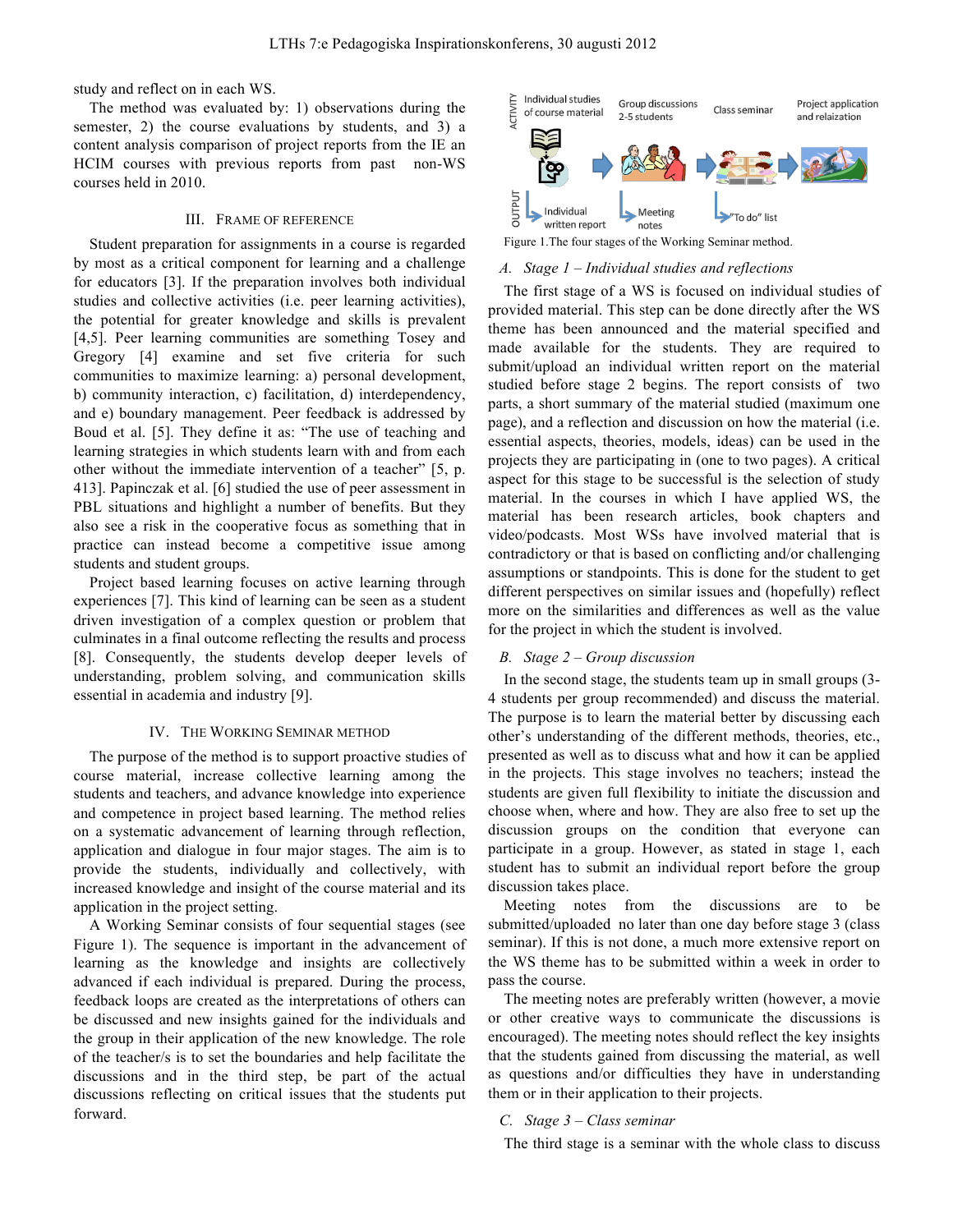study and reflect on in each WS.

The method was evaluated by: 1) observations during the semester, 2) the course evaluations by students, and 3) a content analysis comparison of project reports from the IE an HCIM courses with previous reports from past non-WS courses held in 2010.

## III. Frame of Reference

Student preparation for assignments in a course is regarded by most as a critical component for learning and a challenge for educators [3]. If the preparation involves both individual studies and collective activities (i.e. peer learning activities), the potential for greater knowledge and skills is prevalent [4,5]. Peer learning communities are something Tosey and Gregory [4] examine and set five criteria for such communities to maximize learning: a) personal development, b) community interaction, c) facilitation, d) interdependency, and e) boundary management. Peer feedback is addressed by Boud et al. [5]. They define it as: "The use of teaching and learning strategies in which students learn with and from each other without the immediate intervention of a teacher" [5, p. 413]. Papinczak et al. [6] studied the use of peer assessment in PBL situations and highlight a number of benefits. But they also see a risk in the cooperative focus as something that in practice can instead become a competitive issue among students and student groups.

Project based learning focuses on active learning through experiences [7]. This kind of learning can be seen as a student driven investigation of a complex question or problem that culminates in a final outcome reflecting the results and process [8]. Consequently, the students develop deeper levels of understanding, problem solving, and communication skills essential in academia and industry [9].

## IV. The Working Seminar Method

The purpose of the method is to support proactive studies of course material, increase collective learning among the students and teachers, and advance knowledge into experience and competence in project based learning. The method relies on a systematic advancement of learning through reflection, application and dialogue in four major stages. The aim is to provide the students, individually and collectively, with increased knowledge and insight of the course material and its application in the project setting.

A Working Seminar consists of four sequential stages (see Figure 1). The sequence is important in the advancement of learning as the knowledge and insights are collectively advanced if each individual is prepared. During the process, feedback loops are created as the interpretations of others can be discussed and new insights gained for the individuals and the group in their application of the new knowledge. The role of the teacher/s is to set the boundaries and help facilitate the discussions and in the third step, be part of the actual discussions reflecting on critical issues that the students put forward.

ACTIVITY: Individual studies of course material → Group discussions 2-5 students → Class seminar → Project application and relaization

OUTPUT: Individual written report | Meeting notes | "To do" list

Figure 1.The four stages of the Working Seminar method.

### A. *Stage 1 – Individual studies and reflections*

The first stage of a WS is focused on individual studies of provided material. This step can be done directly after the WS theme has been announced and the material specified and made available for the students. They are required to submit/upload an individual written report on the material studied before stage 2 begins. The report consists of two parts, a short summary of the material studied (maximum one page), and a reflection and discussion on how the material (i.e. essential aspects, theories, models, ideas) can be used in the projects they are participating in (one to two pages). A critical aspect for this stage to be successful is the selection of study material. In the courses in which I have applied WS, the material has been research articles, book chapters and video/podcasts. Most WSs have involved material that is contradictory or that is based on conflicting and/or challenging assumptions or standpoints. This is done for the student to get different perspectives on similar issues and (hopefully) reflect more on the similarities and differences as well as the value for the project in which the student is involved.

### B. *Stage 2 – Group discussion*

In the second stage, the students team up in small groups (3-4 students per group recommended) and discuss the material. The purpose is to learn the material better by discussing each other's understanding of the different methods, theories, etc., presented as well as to discuss what and how it can be applied in the projects. This stage involves no teachers; instead the students are given full flexibility to initiate the discussion and choose when, where and how. They are also free to set up the discussion groups on the condition that everyone can participate in a group. However, as stated in stage 1, each student has to submit an individual report before the group discussion takes place.

Meeting notes from the discussions are to be submitted/uploaded no later than one day before stage 3 (class seminar). If this is not done, a much more extensive report on the WS theme has to be submitted within a week in order to pass the course.

The meeting notes are preferably written (however, a movie or other creative ways to communicate the discussions is encouraged). The meeting notes should reflect the key insights that the students gained from discussing the material, as well as questions and/or difficulties they have in understanding them or in their application to their projects.

### C. *Stage 3 – Class seminar*

The third stage is a seminar with the whole class to discuss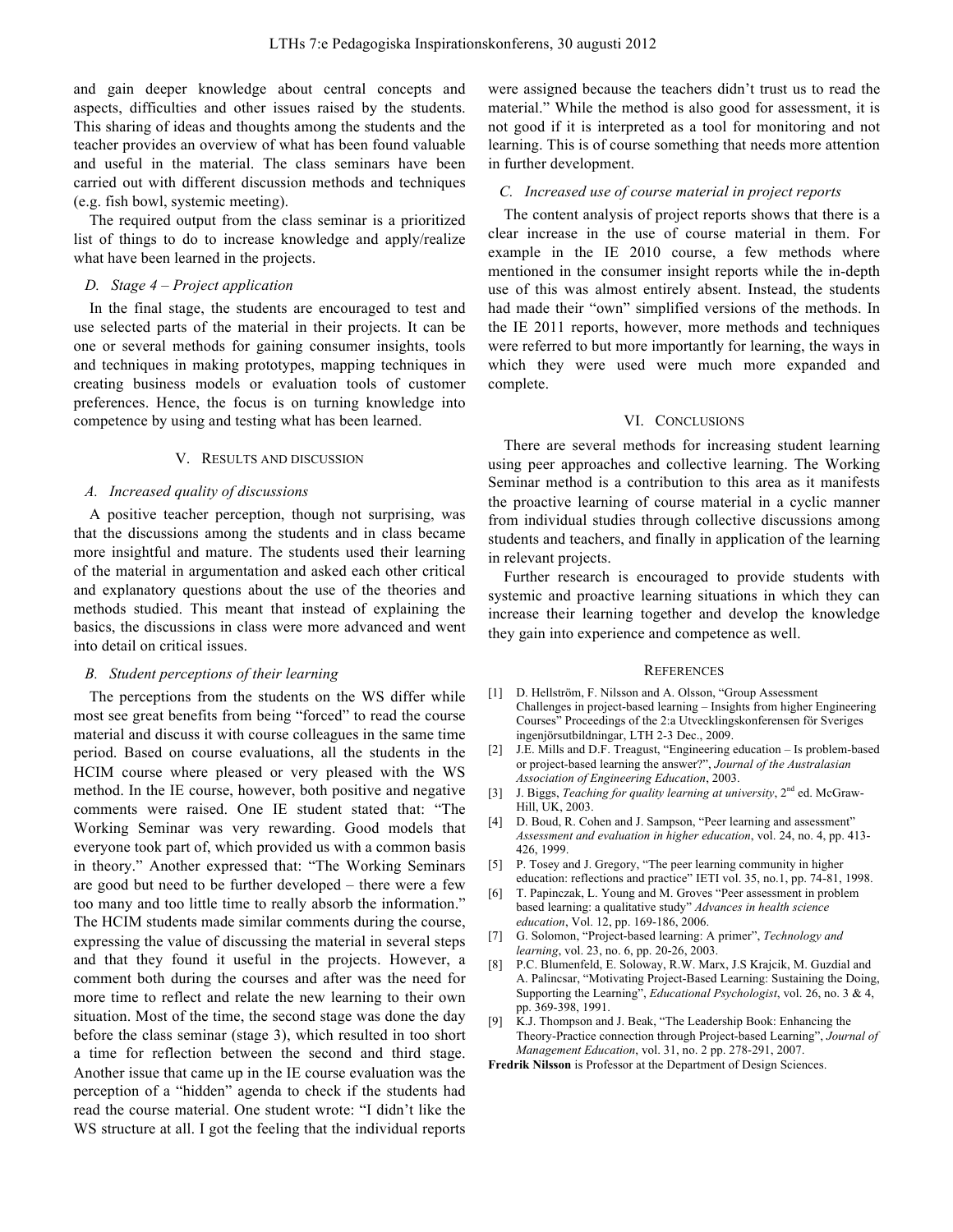and gain deeper knowledge about central concepts and aspects, difficulties and other issues raised by the students. This sharing of ideas and thoughts among the students and the teacher provides an overview of what has been found valuable and useful in the material. The class seminars have been carried out with different discussion methods and techniques (e.g. fish bowl, systemic meeting).

The required output from the class seminar is a prioritized list of things to do to increase knowledge and apply/realize what have been learned in the projects.

### *D. Stage 4 – Project application*

In the final stage, the students are encouraged to test and use selected parts of the material in their projects. It can be one or several methods for gaining consumer insights, tools and techniques in making prototypes, mapping techniques in creating business models or evaluation tools of customer preferences. Hence, the focus is on turning knowledge into competence by using and testing what has been learned.

## V. Results and discussion

### *A. Increased quality of discussions*

A positive teacher perception, though not surprising, was that the discussions among the students and in class became more insightful and mature. The students used their learning of the material in argumentation and asked each other critical and explanatory questions about the use of the theories and methods studied. This meant that instead of explaining the basics, the discussions in class were more advanced and went into detail on critical issues.

### *B. Student perceptions of their learning*

The perceptions from the students on the WS differ while most see great benefits from being "forced" to read the course material and discuss it with course colleagues in the same time period. Based on course evaluations, all the students in the HCIM course where pleased or very pleased with the WS method. In the IE course, however, both positive and negative comments were raised. One IE student stated that: "The Working Seminar was very rewarding. Good models that everyone took part of, which provided us with a common basis in theory." Another expressed that: "The Working Seminars are good but need to be further developed – there were a few too many and too little time to really absorb the information." The HCIM students made similar comments during the course, expressing the value of discussing the material in several steps and that they found it useful in the projects. However, a comment both during the courses and after was the need for more time to reflect and relate the new learning to their own situation. Most of the time, the second stage was done the day before the class seminar (stage 3), which resulted in too short a time for reflection between the second and third stage. Another issue that came up in the IE course evaluation was the perception of a "hidden" agenda to check if the students had read the course material. One student wrote: "I didn't like the WS structure at all. I got the feeling that the individual reports were assigned because the teachers didn't trust us to read the material." While the method is also good for assessment, it is not good if it is interpreted as a tool for monitoring and not learning. This is of course something that needs more attention in further development.

### *C. Increased use of course material in project reports*

The content analysis of project reports shows that there is a clear increase in the use of course material in them. For example in the IE 2010 course, a few methods where mentioned in the consumer insight reports while the in-depth use of this was almost entirely absent. Instead, the students had made their "own" simplified versions of the methods. In the IE 2011 reports, however, more methods and techniques were referred to but more importantly for learning, the ways in which they were used were much more expanded and complete.

## VI. Conclusions

There are several methods for increasing student learning using peer approaches and collective learning. The Working Seminar method is a contribution to this area as it manifests the proactive learning of course material in a cyclic manner from individual studies through collective discussions among students and teachers, and finally in application of the learning in relevant projects.

Further research is encouraged to provide students with systemic and proactive learning situations in which they can increase their learning together and develop the knowledge they gain into experience and competence as well.

## References

[1] D. Hellström, F. Nilsson and A. Olsson, "Group Assessment Challenges in project-based learning – Insights from higher Engineering Courses" Proceedings of the 2:a Utvecklingskonferensen för Sveriges ingenjörsutbildningar, LTH 2-3 Dec., 2009.

[2] J.E. Mills and D.F. Treagust, "Engineering education – Is problem-based or project-based learning the answer?", *Journal of the Australasian Association of Engineering Education*, 2003.

[3] J. Biggs, *Teaching for quality learning at university*, 2nd ed. McGraw-Hill, UK, 2003.

[4] D. Boud, R. Cohen and J. Sampson, "Peer learning and assessment" *Assessment and evaluation in higher education*, vol. 24, no. 4, pp. 413-426, 1999.

[5] P. Tosey and J. Gregory, "The peer learning community in higher education: reflections and practice" IETI vol. 35, no.1, pp. 74-81, 1998.

[6] T. Papinczak, L. Young and M. Groves "Peer assessment in problem based learning: a qualitative study" *Advances in health science education*, Vol. 12, pp. 169-186, 2006.

[7] G. Solomon, "Project-based learning: A primer", *Technology and learning*, vol. 23, no. 6, pp. 20-26, 2003.

[8] P.C. Blumenfeld, E. Soloway, R.W. Marx, J.S Krajcik, M. Guzdial and A. Palincsar, "Motivating Project-Based Learning: Sustaining the Doing, Supporting the Learning", *Educational Psychologist*, vol. 26, no. 3 & 4, pp. 369-398, 1991.

[9] K.J. Thompson and J. Beak, "The Leadership Book: Enhancing the Theory-Practice connection through Project-based Learning", *Journal of Management Education*, vol. 31, no. 2 pp. 278-291, 2007.

**Fredrik Nilsson** is Professor at the Department of Design Sciences.